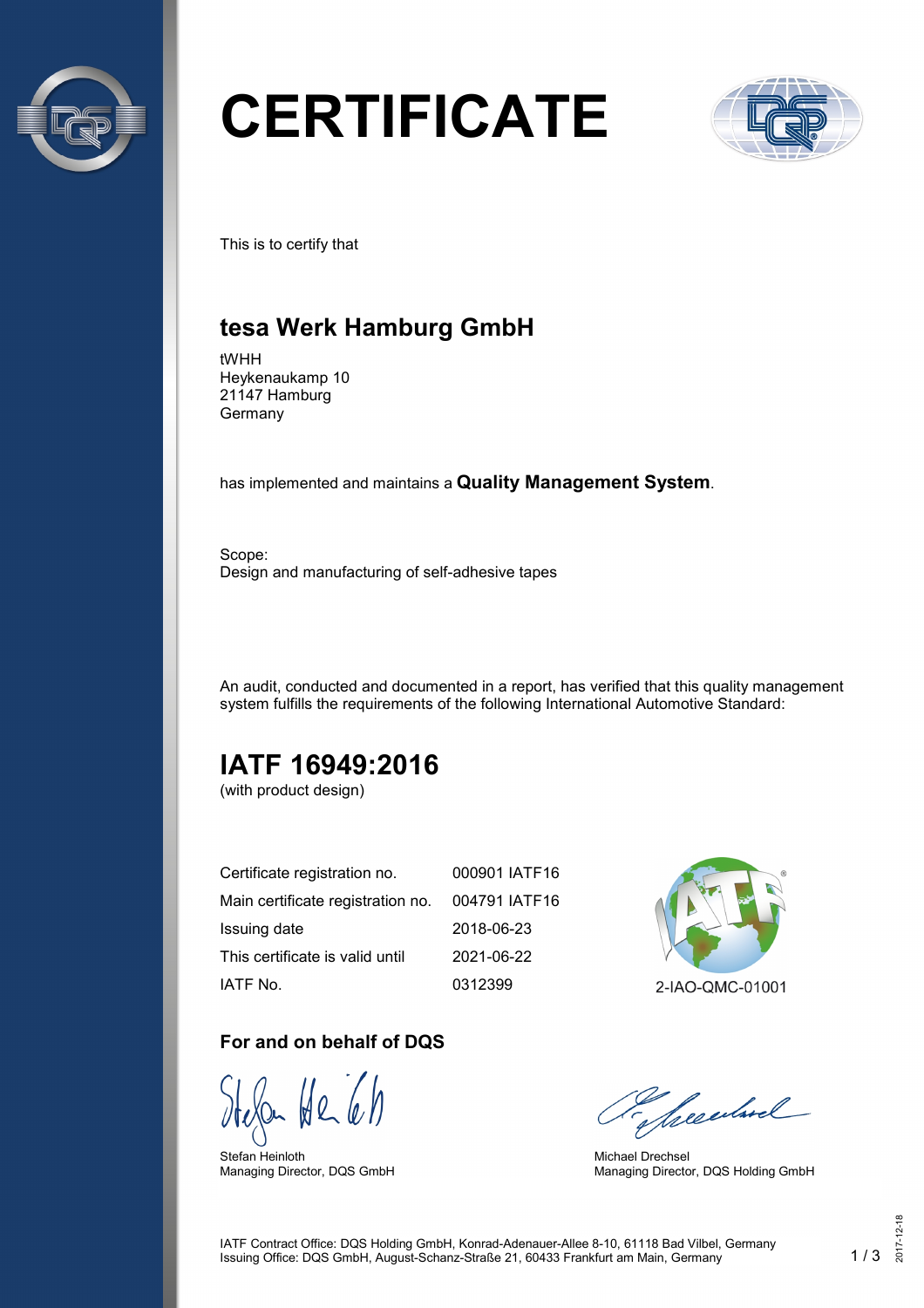# CERTIFICATE

This is to certify that

## tesa Werk Hamburg GmbH

tWHH
Heykenaukamp 10
21147 Hamburg
Germany

has implemented and maintains a **Quality Management System**.

Scope:
Design and manufacturing of self-adhesive tapes

An audit, conducted and documented in a report, has verified that this quality management system fulfills the requirements of the following International Automotive Standard:

## IATF 16949:2016

(with product design)

| | |
|---|---|
| Certificate registration no. | 000901 IATF16 |
| Main certificate registration no. | 004791 IATF16 |
| Issuing date | 2018-06-23 |
| This certificate is valid until | 2021-06-22 |
| IATF No. | 0312399 |

2-IAO-QMC-01001

### For and on behalf of DQS

Stefan Heinloth
Managing Director, DQS GmbH

Michael Drechsel
Managing Director, DQS Holding GmbH

IATF Contract Office: DQS Holding GmbH, Konrad-Adenauer-Allee 8-10, 61118 Bad Vilbel, Germany
Issuing Office: DQS GmbH, August-Schanz-Straße 21, 60433 Frankfurt am Main, Germany

2017-12-18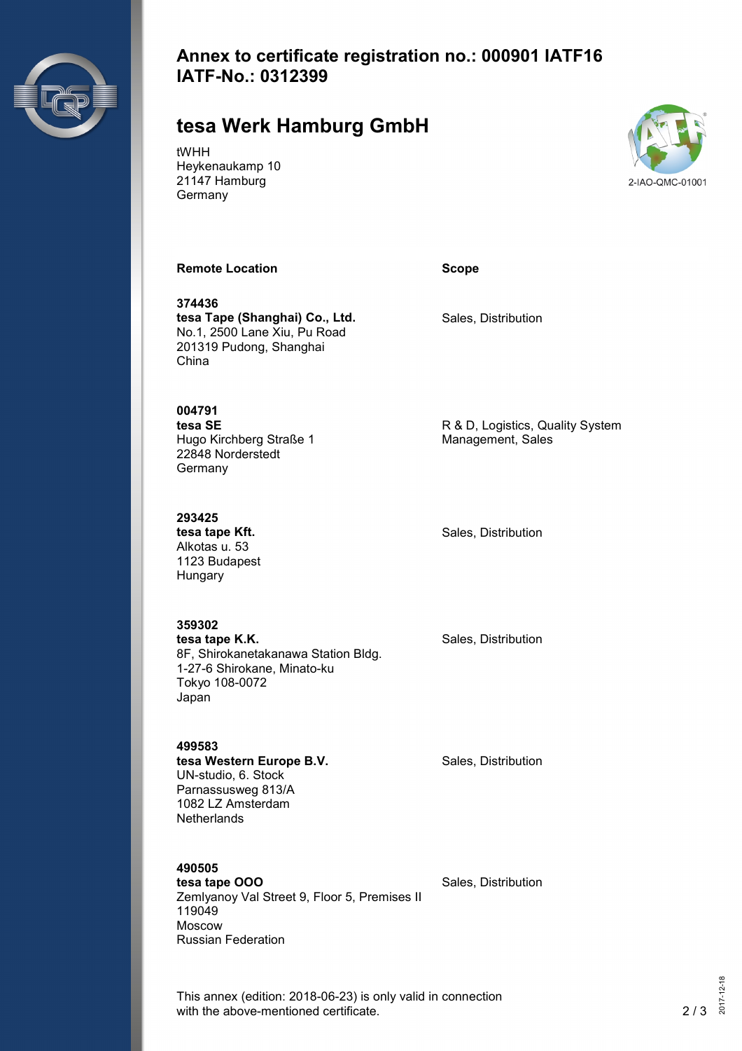# Annex to certificate registration no.: 000901 IATF16
# IATF-No.: 0312399

## tesa Werk Hamburg GmbH

tWHH
Heykenaukamp 10
21147 Hamburg
Germany

2-IAO-QMC-01001

| Remote Location | Scope |
| --- | --- |
| **374436**<br>**tesa Tape (Shanghai) Co., Ltd.**<br>No.1, 2500 Lane Xiu, Pu Road<br>201319 Pudong, Shanghai<br>China | Sales, Distribution |
| **004791**<br>**tesa SE**<br>Hugo Kirchberg Straße 1<br>22848 Norderstedt<br>Germany | R & D, Logistics, Quality System Management, Sales |
| **293425**<br>**tesa tape Kft.**<br>Alkotas u. 53<br>1123 Budapest<br>Hungary | Sales, Distribution |
| **359302**<br>**tesa tape K.K.**<br>8F, Shirokanetakanawa Station Bldg.<br>1-27-6 Shirokane, Minato-ku<br>Tokyo 108-0072<br>Japan | Sales, Distribution |
| **499583**<br>**tesa Western Europe B.V.**<br>UN-studio, 6. Stock<br>Parnassusweg 813/A<br>1082 LZ Amsterdam<br>Netherlands | Sales, Distribution |
| **490505**<br>**tesa tape OOO**<br>Zemlyanoy Val Street 9, Floor 5, Premises II<br>119049<br>Moscow<br>Russian Federation | Sales, Distribution |

This annex (edition: 2018-06-23) is only valid in connection with the above-mentioned certificate.

2017-12-18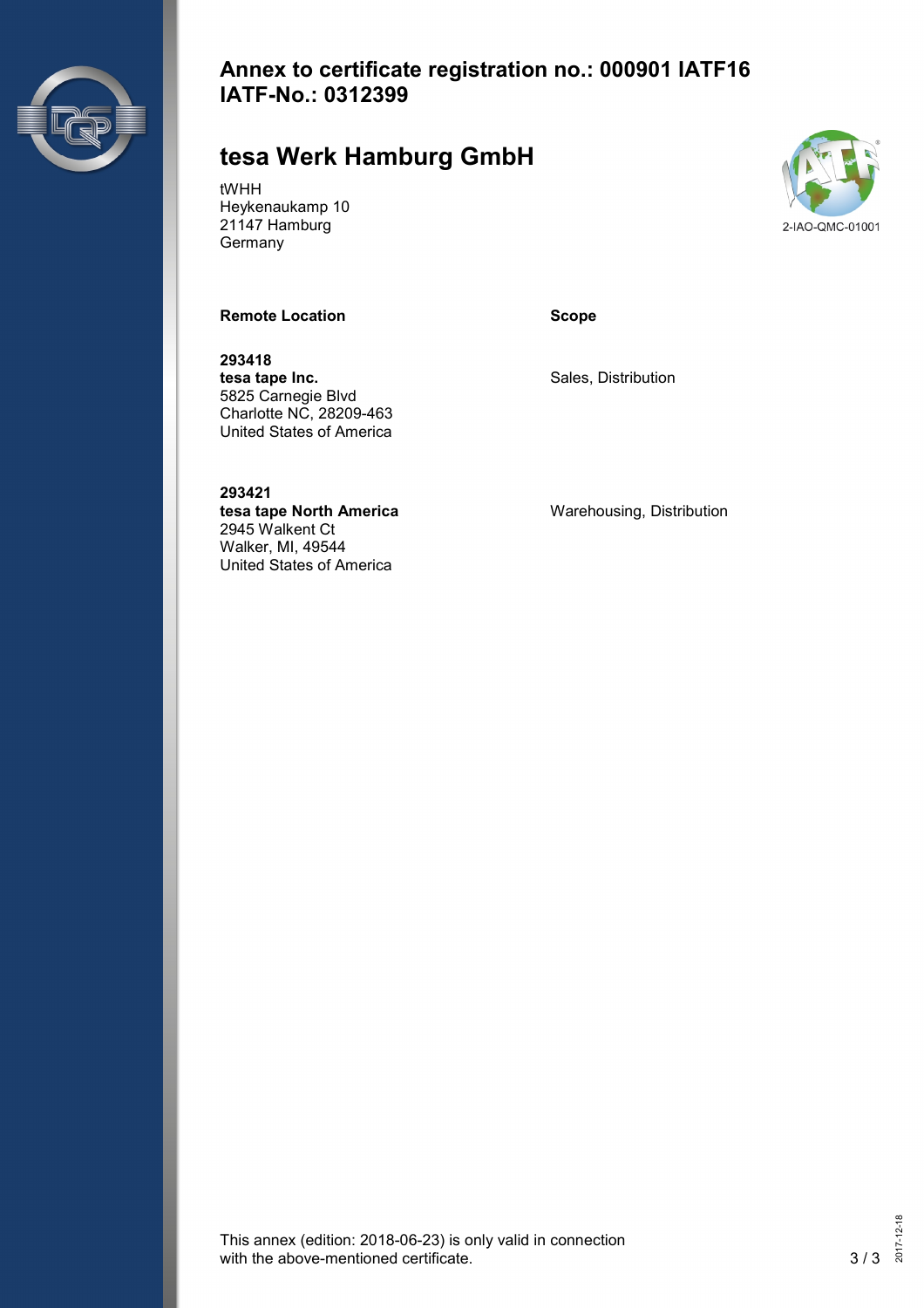## Annex to certificate registration no.: 000901 IATF16
## IATF-No.: 0312399

# tesa Werk Hamburg GmbH

tWHH
Heykenaukamp 10
21147 Hamburg
Germany

2-IAO-QMC-01001

| Remote Location | Scope |
|---|---|
| **293418**<br>**tesa tape Inc.**<br>5825 Carnegie Blvd<br>Charlotte NC, 28209-463<br>United States of America | Sales, Distribution |
| **293421**<br>**tesa tape North America**<br>2945 Walkent Ct<br>Walker, MI, 49544<br>United States of America | Warehousing, Distribution |

This annex (edition: 2018-06-23) is only valid in connection with the above-mentioned certificate.

2017-12-18